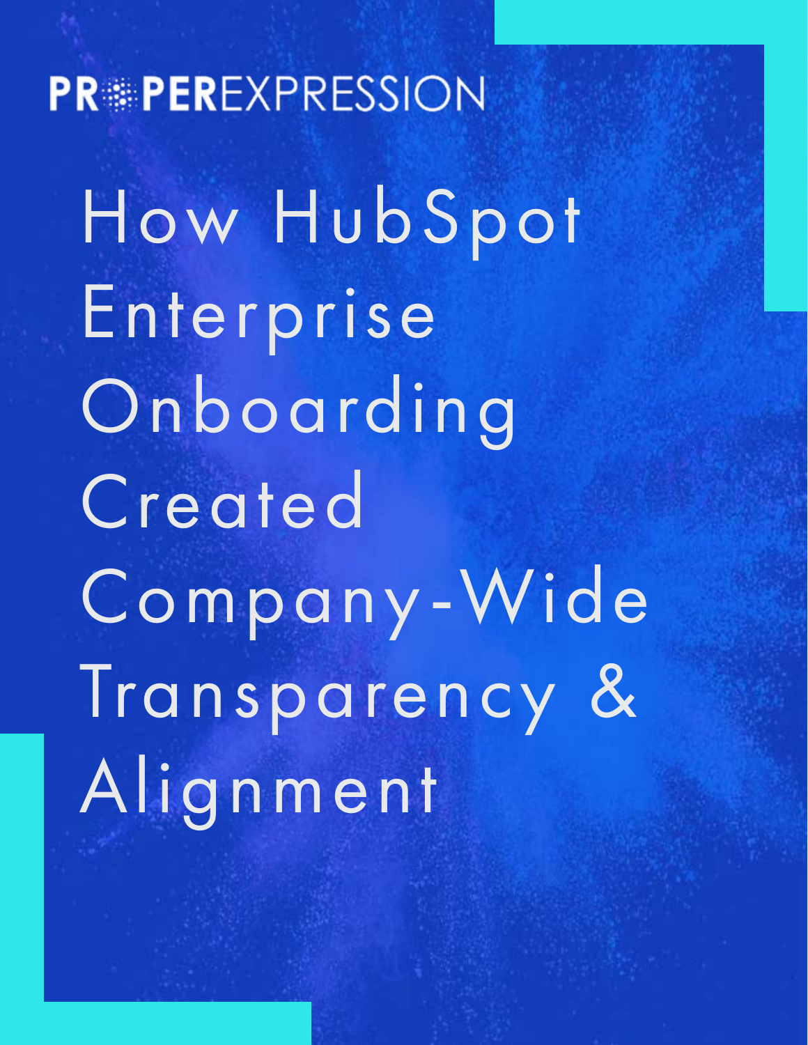PROPEREXPRESSION

# How HubSpot Enterprise Onboarding Created Company-Wide Transparency & Alignment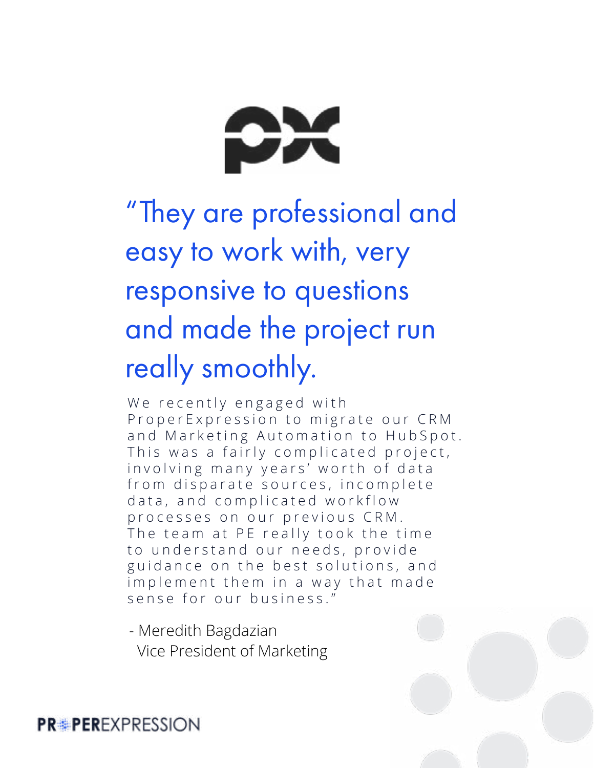"They are professional and easy to work with, very responsive to questions and made the project run really smoothly.

We recently engaged with ProperExpression to migrate our CRM and Marketing Automation to HubSpot. This was a fairly complicated project, involving many years' worth of data from disparate sources, incomplete data, and complicated workflow processes on our previous CRM. The team at PE really took the time to understand our needs, provide guidance on the best solutions, and implement them in a way that made sense for our business."

- Meredith Bagdazian
  Vice President of Marketing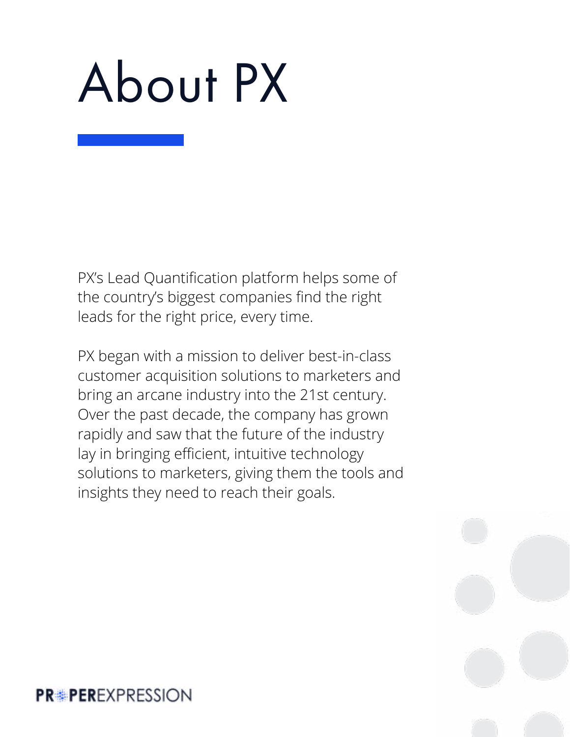# About PX

PX's Lead Quantification platform helps some of the country's biggest companies find the right leads for the right price, every time.

PX began with a mission to deliver best-in-class customer acquisition solutions to marketers and bring an arcane industry into the 21st century. Over the past decade, the company has grown rapidly and saw that the future of the industry lay in bringing efficient, intuitive technology solutions to marketers, giving them the tools and insights they need to reach their goals.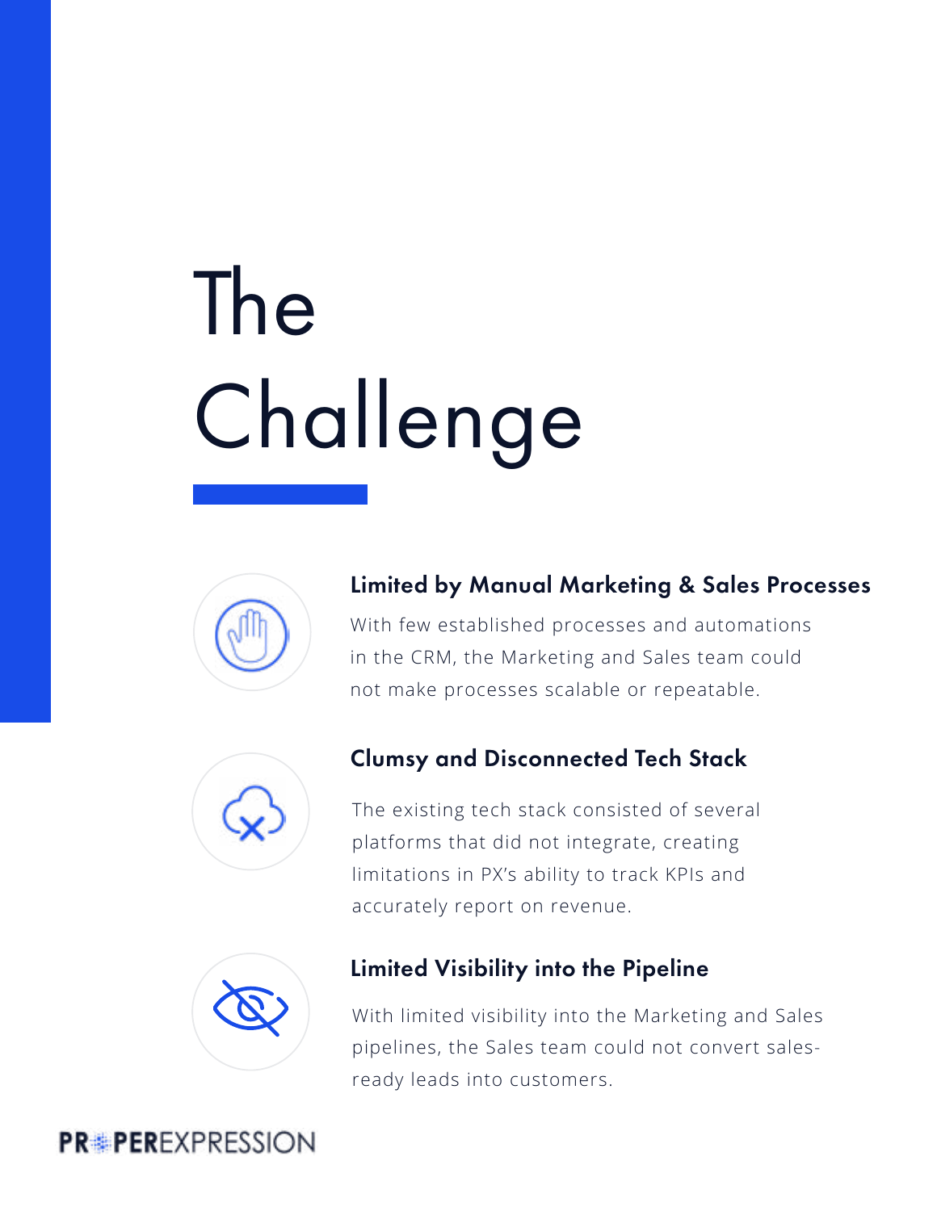# The Challenge

### Limited by Manual Marketing & Sales Processes

With few established processes and automations in the CRM, the Marketing and Sales team could not make processes scalable or repeatable.

### Clumsy and Disconnected Tech Stack

The existing tech stack consisted of several platforms that did not integrate, creating limitations in PX's ability to track KPIs and accurately report on revenue.

### Limited Visibility into the Pipeline

With limited visibility into the Marketing and Sales pipelines, the Sales team could not convert sales-ready leads into customers.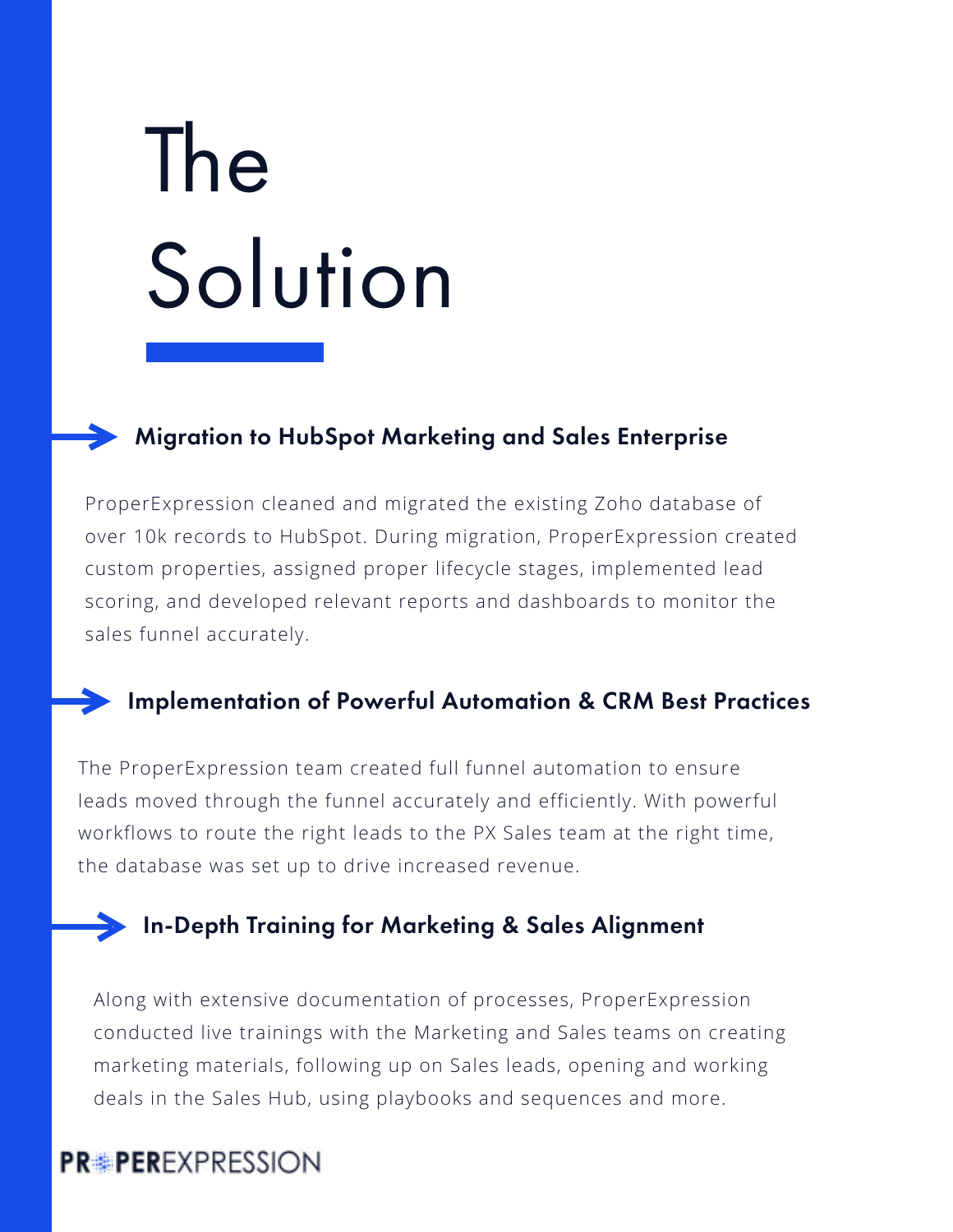# The Solution

### Migration to HubSpot Marketing and Sales Enterprise

ProperExpression cleaned and migrated the existing Zoho database of over 10k records to HubSpot. During migration, ProperExpression created custom properties, assigned proper lifecycle stages, implemented lead scoring, and developed relevant reports and dashboards to monitor the sales funnel accurately.

### Implementation of Powerful Automation & CRM Best Practices

The ProperExpression team created full funnel automation to ensure leads moved through the funnel accurately and efficiently. With powerful workflows to route the right leads to the PX Sales team at the right time, the database was set up to drive increased revenue.

### In-Depth Training for Marketing & Sales Alignment

Along with extensive documentation of processes, ProperExpression conducted live trainings with the Marketing and Sales teams on creating marketing materials, following up on Sales leads, opening and working deals in the Sales Hub, using playbooks and sequences and more.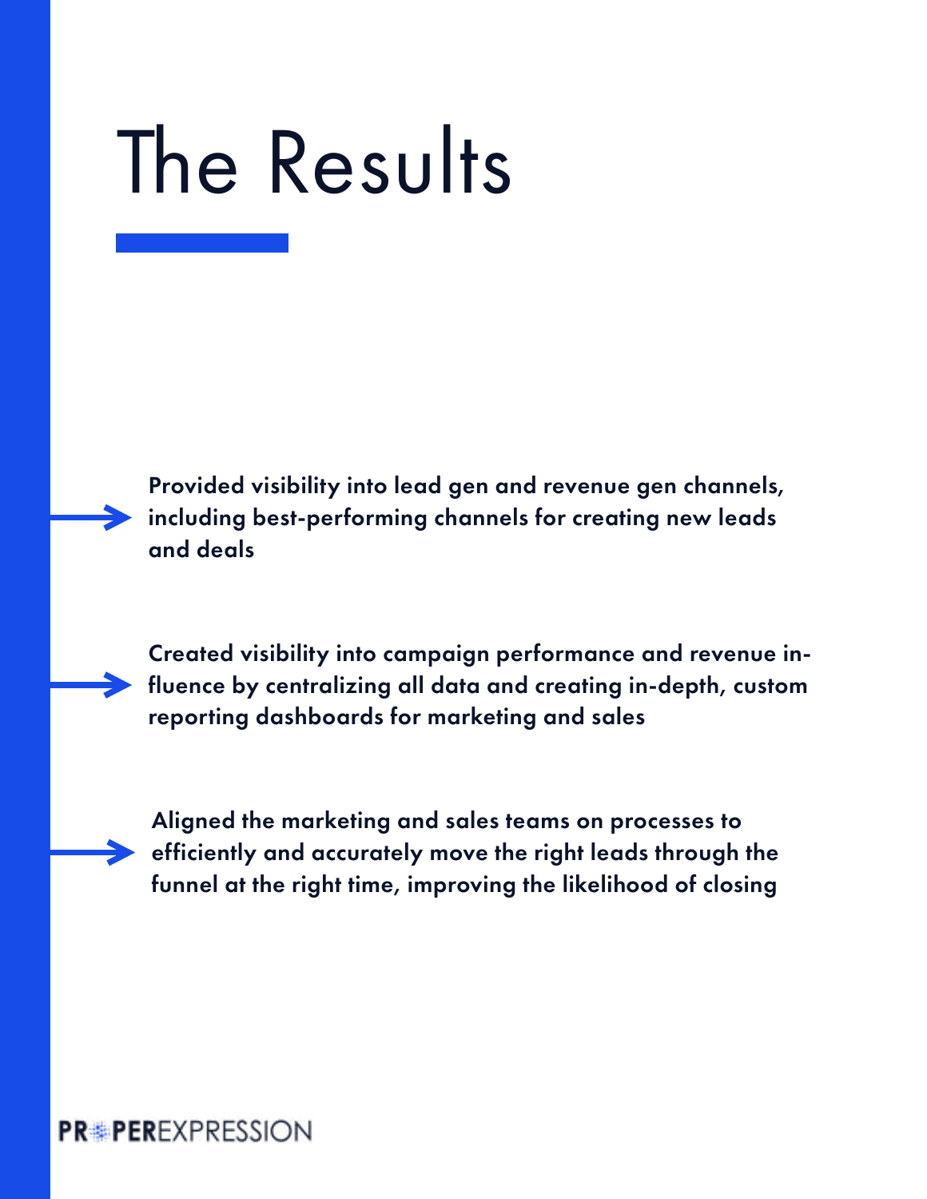# The Results

- **Provided visibility into lead gen and revenue gen channels, including best-performing channels for creating new leads and deals**

- **Created visibility into campaign performance and revenue influence by centralizing all data and creating in-depth, custom reporting dashboards for marketing and sales**

- **Aligned the marketing and sales teams on processes to efficiently and accurately move the right leads through the funnel at the right time, improving the likelihood of closing**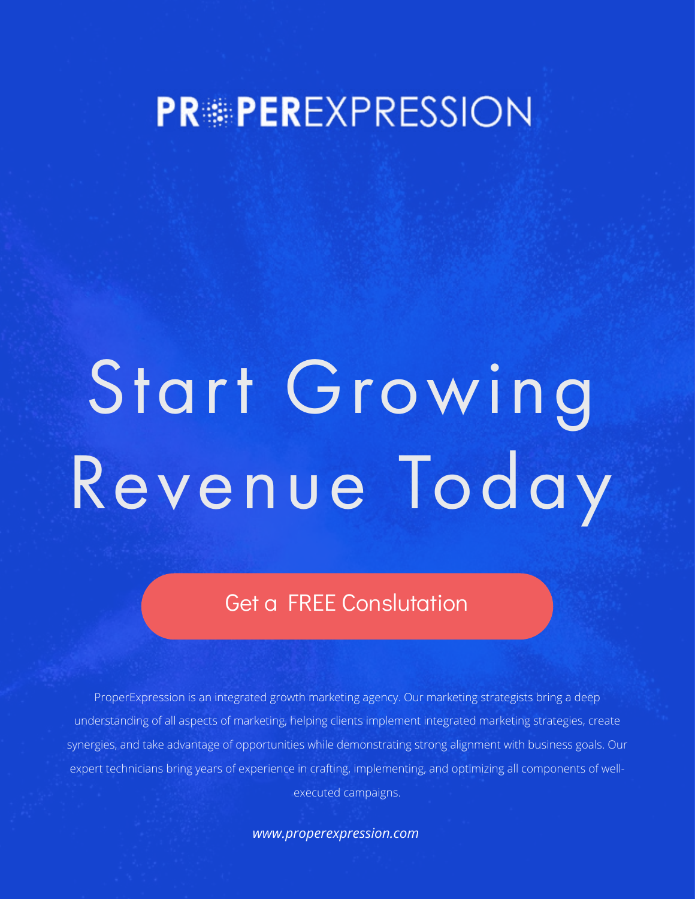# PROPEREXPRESSION

# Start Growing Revenue Today

Get a FREE Conslutation

ProperExpression is an integrated growth marketing agency. Our marketing strategists bring a deep understanding of all aspects of marketing, helping clients implement integrated marketing strategies, create synergies, and take advantage of opportunities while demonstrating strong alignment with business goals. Our expert technicians bring years of experience in crafting, implementing, and optimizing all components of well-executed campaigns.

*www.properexpression.com*